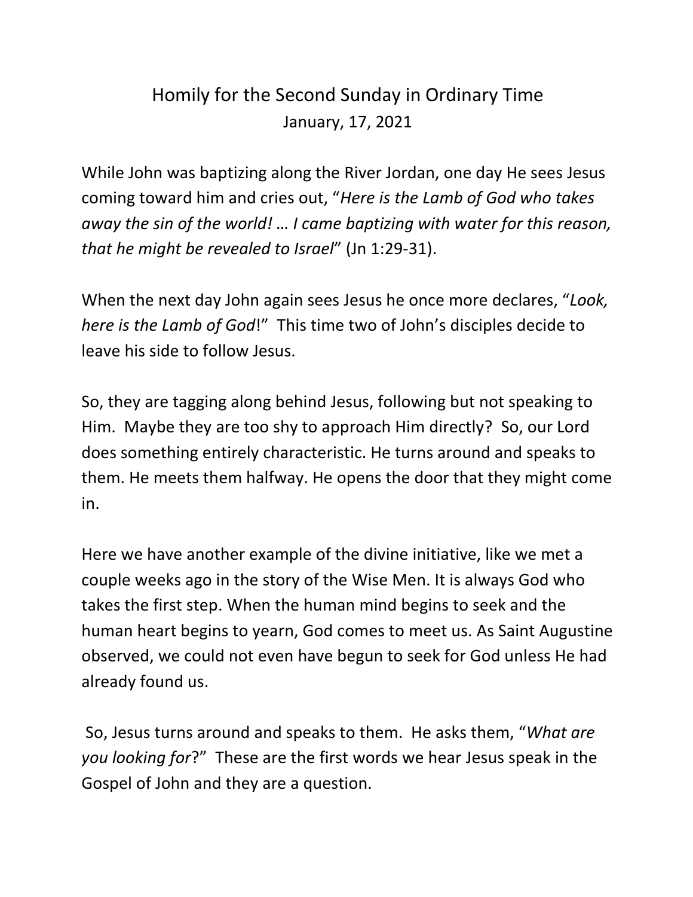# Homily for the Second Sunday in Ordinary Time

January, 17, 2021

While John was baptizing along the River Jordan, one day He sees Jesus coming toward him and cries out, "*Here is the Lamb of God who takes away the sin of the world! … I came baptizing with water for this reason, that he might be revealed to Israel*" (Jn 1:29-31).

When the next day John again sees Jesus he once more declares, "*Look, here is the Lamb of God*!" This time two of John's disciples decide to leave his side to follow Jesus.

So, they are tagging along behind Jesus, following but not speaking to Him. Maybe they are too shy to approach Him directly? So, our Lord does something entirely characteristic. He turns around and speaks to them. He meets them halfway. He opens the door that they might come in.

Here we have another example of the divine initiative, like we met a couple weeks ago in the story of the Wise Men. It is always God who takes the first step. When the human mind begins to seek and the human heart begins to yearn, God comes to meet us. As Saint Augustine observed, we could not even have begun to seek for God unless He had already found us.

So, Jesus turns around and speaks to them. He asks them, "*What are you looking for*?" These are the first words we hear Jesus speak in the Gospel of John and they are a question.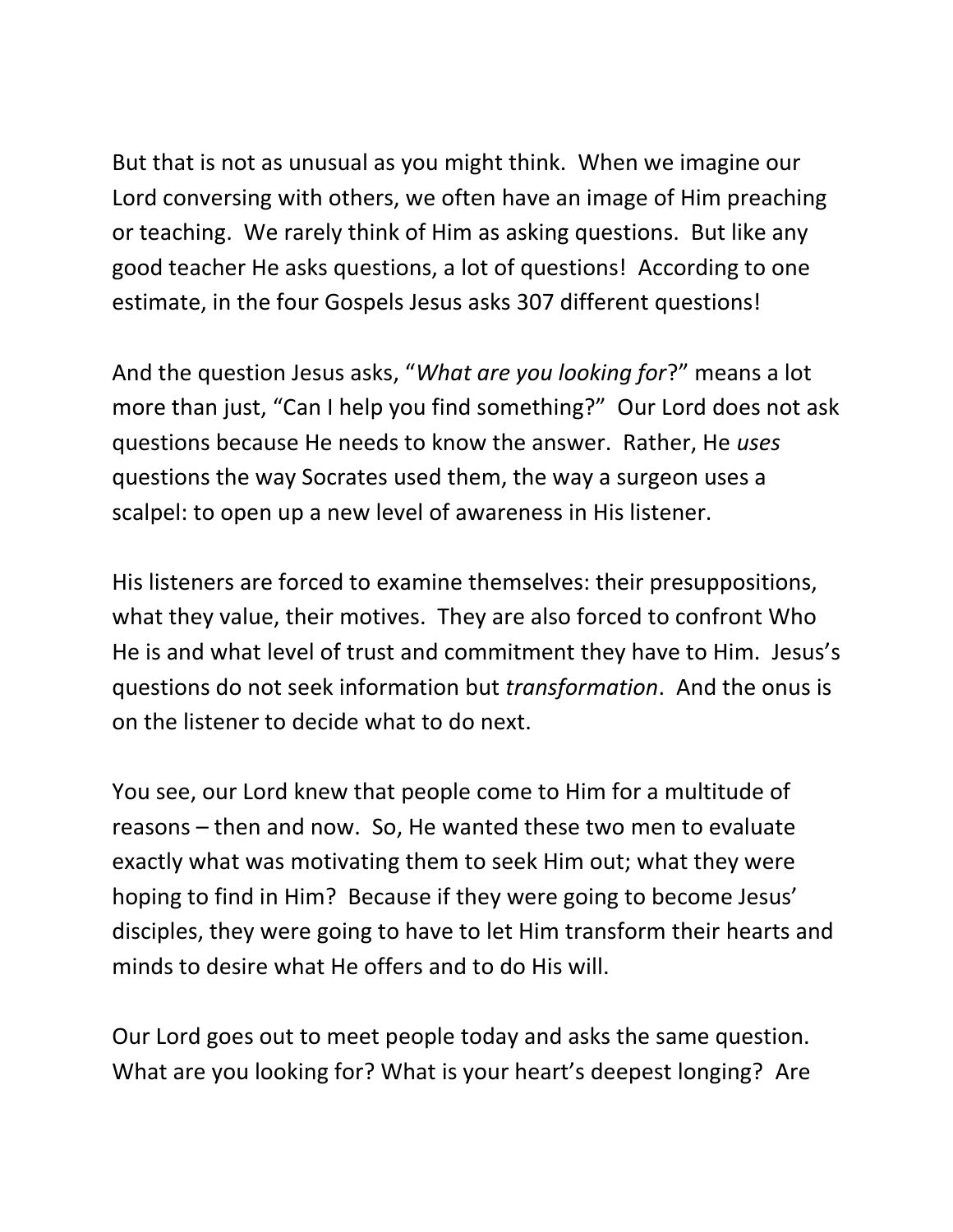But that is not as unusual as you might think. When we imagine our Lord conversing with others, we often have an image of Him preaching or teaching. We rarely think of Him as asking questions. But like any good teacher He asks questions, a lot of questions! According to one estimate, in the four Gospels Jesus asks 307 different questions!

And the question Jesus asks, "*What are you looking for*?" means a lot more than just, "Can I help you find something?" Our Lord does not ask questions because He needs to know the answer. Rather, He *uses* questions the way Socrates used them, the way a surgeon uses a scalpel: to open up a new level of awareness in His listener.

His listeners are forced to examine themselves: their presuppositions, what they value, their motives. They are also forced to confront Who He is and what level of trust and commitment they have to Him. Jesus's questions do not seek information but *transformation*. And the onus is on the listener to decide what to do next.

You see, our Lord knew that people come to Him for a multitude of reasons – then and now. So, He wanted these two men to evaluate exactly what was motivating them to seek Him out; what they were hoping to find in Him? Because if they were going to become Jesus' disciples, they were going to have to let Him transform their hearts and minds to desire what He offers and to do His will.

Our Lord goes out to meet people today and asks the same question. What are you looking for? What is your heart's deepest longing? Are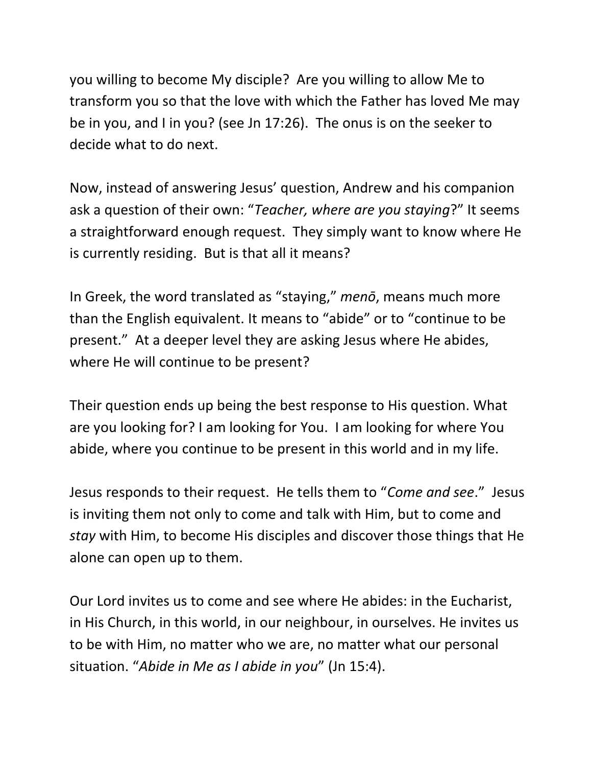you willing to become My disciple? Are you willing to allow Me to transform you so that the love with which the Father has loved Me may be in you, and I in you? (see Jn 17:26). The onus is on the seeker to decide what to do next.

Now, instead of answering Jesus' question, Andrew and his companion ask a question of their own: "*Teacher, where are you staying*?" It seems a straightforward enough request. They simply want to know where He is currently residing. But is that all it means?

In Greek, the word translated as "staying," *menō*, means much more than the English equivalent. It means to "abide" or to "continue to be present." At a deeper level they are asking Jesus where He abides, where He will continue to be present?

Their question ends up being the best response to His question. What are you looking for? I am looking for You. I am looking for where You abide, where you continue to be present in this world and in my life.

Jesus responds to their request. He tells them to "*Come and see*." Jesus is inviting them not only to come and talk with Him, but to come and *stay* with Him, to become His disciples and discover those things that He alone can open up to them.

Our Lord invites us to come and see where He abides: in the Eucharist, in His Church, in this world, in our neighbour, in ourselves. He invites us to be with Him, no matter who we are, no matter what our personal situation. "*Abide in Me as I abide in you*" (Jn 15:4).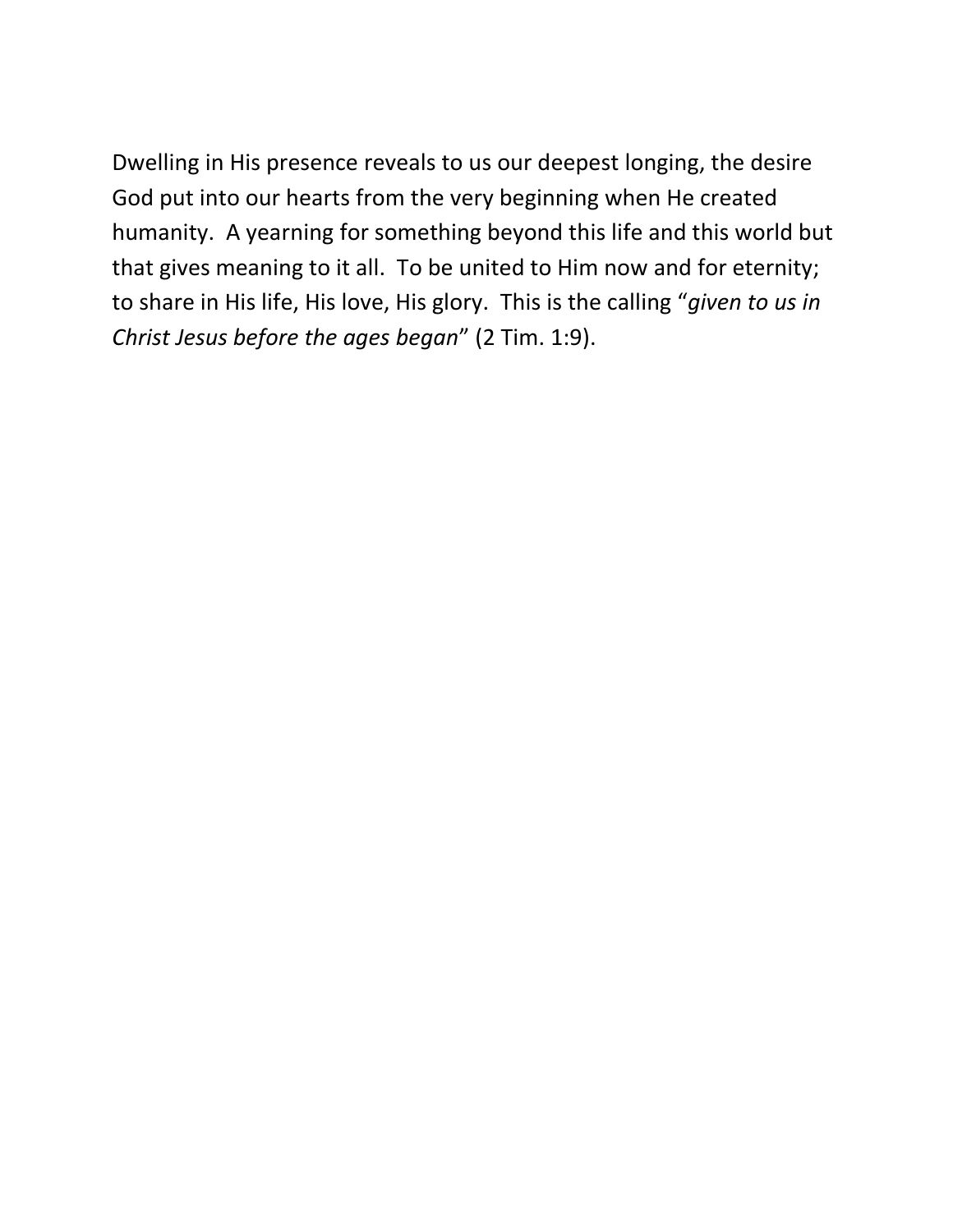Dwelling in His presence reveals to us our deepest longing, the desire God put into our hearts from the very beginning when He created humanity.  A yearning for something beyond this life and this world but that gives meaning to it all.  To be united to Him now and for eternity; to share in His life, His love, His glory.  This is the calling "*given to us in Christ Jesus before the ages began*" (2 Tim. 1:9).